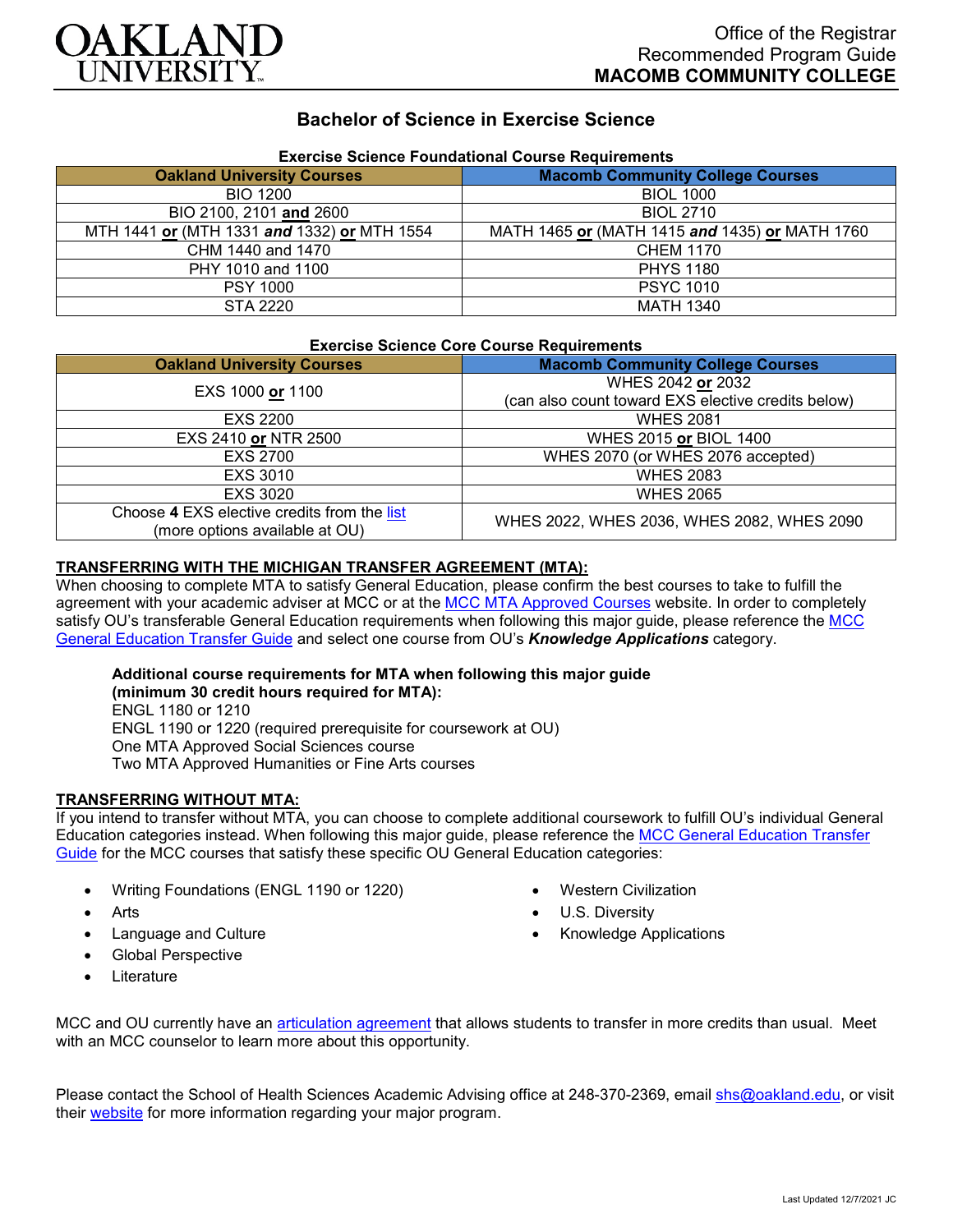Office of the Registrar
Recommended Program Guide
**MACOMB COMMUNITY COLLEGE**

# Bachelor of Science in Exercise Science

### Exercise Science Foundational Course Requirements

| Oakland University Courses | Macomb Community College Courses |
|---|---|
| BIO 1200 | BIOL 1000 |
| BIO 2100, 2101 **and** 2600 | BIOL 2710 |
| MTH 1441 **or** (MTH 1331 ***and*** 1332) **or** MTH 1554 | MATH 1465 **or** (MATH 1415 ***and*** 1435) **or** MATH 1760 |
| CHM 1440 and 1470 | CHEM 1170 |
| PHY 1010 and 1100 | PHYS 1180 |
| PSY 1000 | PSYC 1010 |
| STA 2220 | MATH 1340 |

### Exercise Science Core Course Requirements

| Oakland University Courses | Macomb Community College Courses |
|---|---|
| EXS 1000 **or** 1100 | WHES 2042 **or** 2032 (can also count toward EXS elective credits below) |
| EXS 2200 | WHES 2081 |
| EXS 2410 **or** NTR 2500 | WHES 2015 **or** BIOL 1400 |
| EXS 2700 | WHES 2070 (or WHES 2076 accepted) |
| EXS 3010 | WHES 2083 |
| EXS 3020 | WHES 2065 |
| Choose **4** EXS elective credits from the list (more options available at OU) | WHES 2022, WHES 2036, WHES 2082, WHES 2090 |

## TRANSFERRING WITH THE MICHIGAN TRANSFER AGREEMENT (MTA):

When choosing to complete MTA to satisfy General Education, please confirm the best courses to take to fulfill the agreement with your academic adviser at MCC or at the MCC MTA Approved Courses website. In order to completely satisfy OU's transferable General Education requirements when following this major guide, please reference the MCC General Education Transfer Guide and select one course from OU's ***Knowledge Applications*** category.

**Additional course requirements for MTA when following this major guide (minimum 30 credit hours required for MTA):**
ENGL 1180 or 1210
ENGL 1190 or 1220 (required prerequisite for coursework at OU)
One MTA Approved Social Sciences course
Two MTA Approved Humanities or Fine Arts courses

## TRANSFERRING WITHOUT MTA:

If you intend to transfer without MTA, you can choose to complete additional coursework to fulfill OU's individual General Education categories instead. When following this major guide, please reference the MCC General Education Transfer Guide for the MCC courses that satisfy these specific OU General Education categories:

- Writing Foundations (ENGL 1190 or 1220)
- Arts
- Language and Culture
- Global Perspective
- Literature
- Western Civilization
- U.S. Diversity
- Knowledge Applications

MCC and OU currently have an articulation agreement that allows students to transfer in more credits than usual. Meet with an MCC counselor to learn more about this opportunity.

Please contact the School of Health Sciences Academic Advising office at 248-370-2369, email shs@oakland.edu, or visit their website for more information regarding your major program.

Last Updated 12/7/2021 JC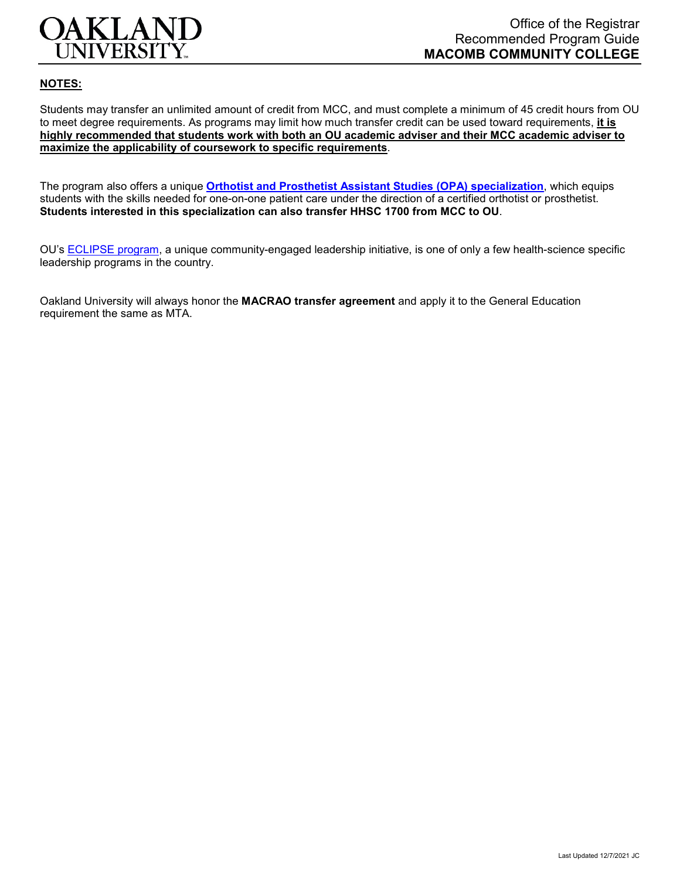**NOTES:**

Students may transfer an unlimited amount of credit from MCC, and must complete a minimum of 45 credit hours from OU to meet degree requirements. As programs may limit how much transfer credit can be used toward requirements, **it is highly recommended that students work with both an OU academic adviser and their MCC academic adviser to maximize the applicability of coursework to specific requirements**.

The program also offers a unique **Orthotist and Prosthetist Assistant Studies (OPA) specialization**, which equips students with the skills needed for one-on-one patient care under the direction of a certified orthotist or prosthetist. **Students interested in this specialization can also transfer HHSC 1700 from MCC to OU**.

OU's ECLIPSE program, a unique community-engaged leadership initiative, is one of only a few health-science specific leadership programs in the country.

Oakland University will always honor the **MACRAO transfer agreement** and apply it to the General Education requirement the same as MTA.

Last Updated 12/7/2021 JC